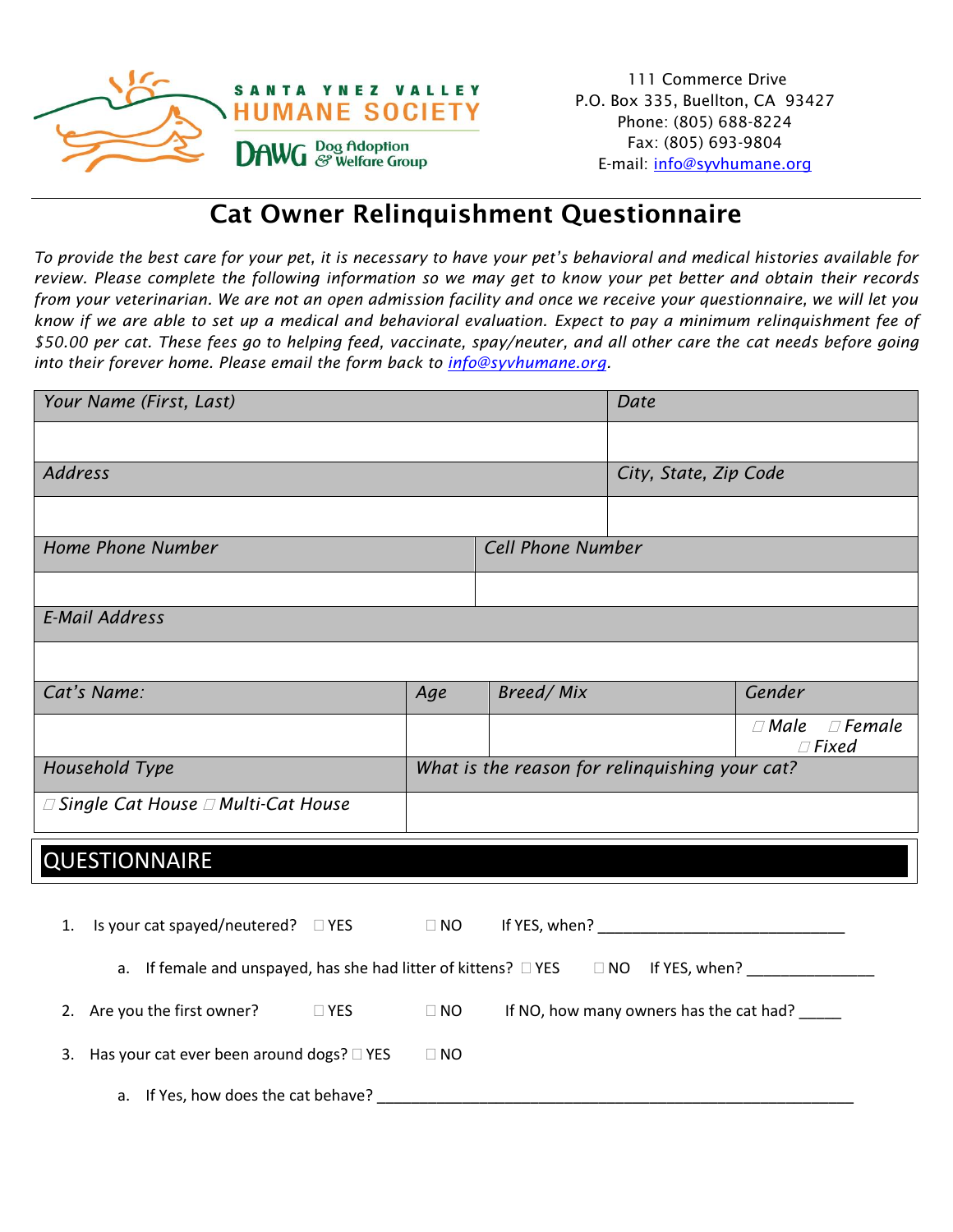SANTA YNEZ VALLEY
HUMANE SOCIETY
DAWG Dog Adoption & Welfare Group

111 Commerce Drive
P.O. Box 335, Buellton, CA 93427
Phone: (805) 688-8224
Fax: (805) 693-9804
E-mail: info@syvhumane.org

# Cat Owner Relinquishment Questionnaire

*To provide the best care for your pet, it is necessary to have your pet's behavioral and medical histories available for review. Please complete the following information so we may get to know your pet better and obtain their records from your veterinarian. We are not an open admission facility and once we receive your questionnaire, we will let you know if we are able to set up a medical and behavioral evaluation. Expect to pay a minimum relinquishment fee of $50.00 per cat. These fees go to helping feed, vaccinate, spay/neuter, and all other care the cat needs before going into their forever home. Please email the form back to info@syvhumane.org.*

| *Your Name (First, Last)* | | | *Date* |
|---|---|---|---|
| | | | |
| *Address* | | | *City, State, Zip Code* |
| | | | |
| *Home Phone Number* | | *Cell Phone Number* | |
| | | | |
| *E-Mail Address* | | | |
| | | | |
| *Cat's Name:* | *Age* | *Breed/ Mix* | *Gender* |
| | | | ☐ *Male* ☐ *Female* ☐ *Fixed* |
| *Household Type* | *What is the reason for relinquishing your cat?* | | |
| ☐ *Single Cat House* ☐ *Multi-Cat House* | | | |

## QUESTIONNAIRE

1. Is your cat spayed/neutered? ☐ YES ☐ NO If YES, when? ______________________________
   a. If female and unspayed, has she had litter of kittens? ☐ YES ☐ NO If YES, when? _______________
2. Are you the first owner? ☐ YES ☐ NO If NO, how many owners has the cat had? _____
3. Has your cat ever been around dogs? ☐ YES ☐ NO
   a. If Yes, how does the cat behave? ___________________________________________________________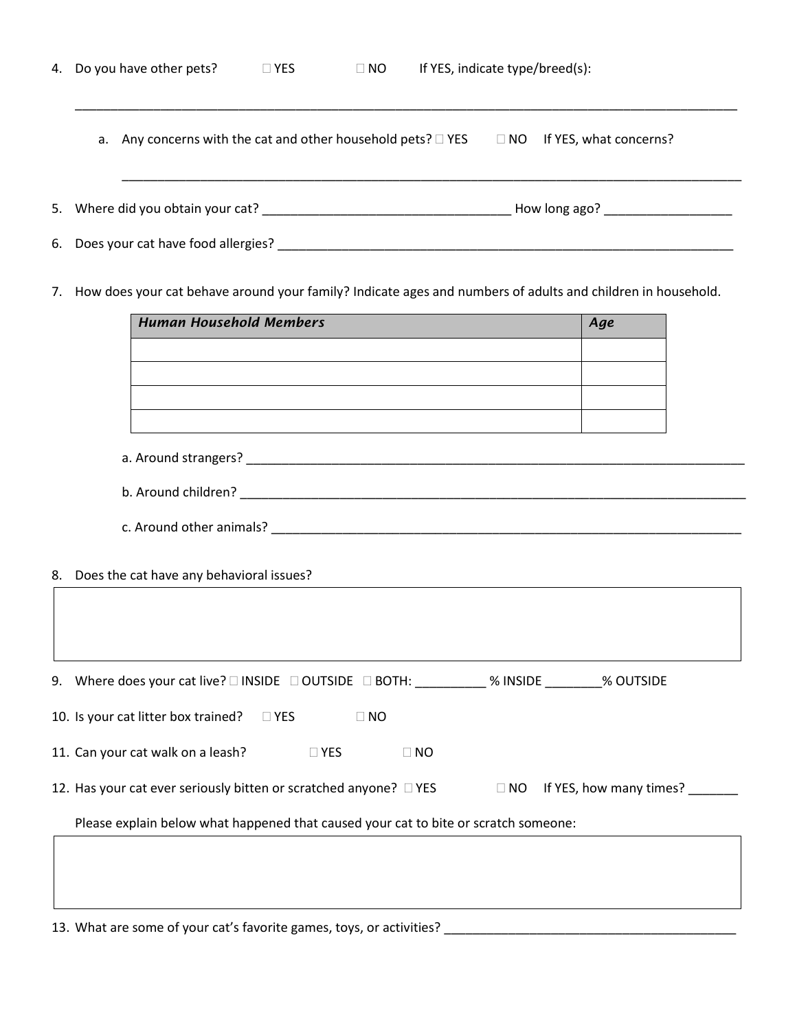4. Do you have other pets? ☐ YES ☐ NO If YES, indicate type/breed(s):

____________________________________________________________________________________________

   a. Any concerns with the cat and other household pets? ☐ YES ☐ NO If YES, what concerns?

   ____________________________________________________________________________________________

5. Where did you obtain your cat? ___________________________________ How long ago? _________________

6. Does your cat have food allergies? _________________________________________________________________

7. How does your cat behave around your family? Indicate ages and numbers of adults and children in household.

| ***Human Household Members*** | ***Age*** |
|---|---|
| | |
| | |
| | |
| | |

   a. Around strangers? ___________________________________________________________________________

   b. Around children? ___________________________________________________________________________

   c. Around other animals? _______________________________________________________________________

8. Does the cat have any behavioral issues?

| |
|---|
| |

9. Where does your cat live? ☐ INSIDE ☐ OUTSIDE ☐ BOTH: __________ % INSIDE ________% OUTSIDE

10. Is your cat litter box trained? ☐ YES ☐ NO

11. Can your cat walk on a leash? ☐ YES ☐ NO

12. Has your cat ever seriously bitten or scratched anyone? ☐ YES ☐ NO If YES, how many times? _______

    Please explain below what happened that caused your cat to bite or scratch someone:

| |
|---|
| |

13. What are some of your cat's favorite games, toys, or activities? ___________________________________________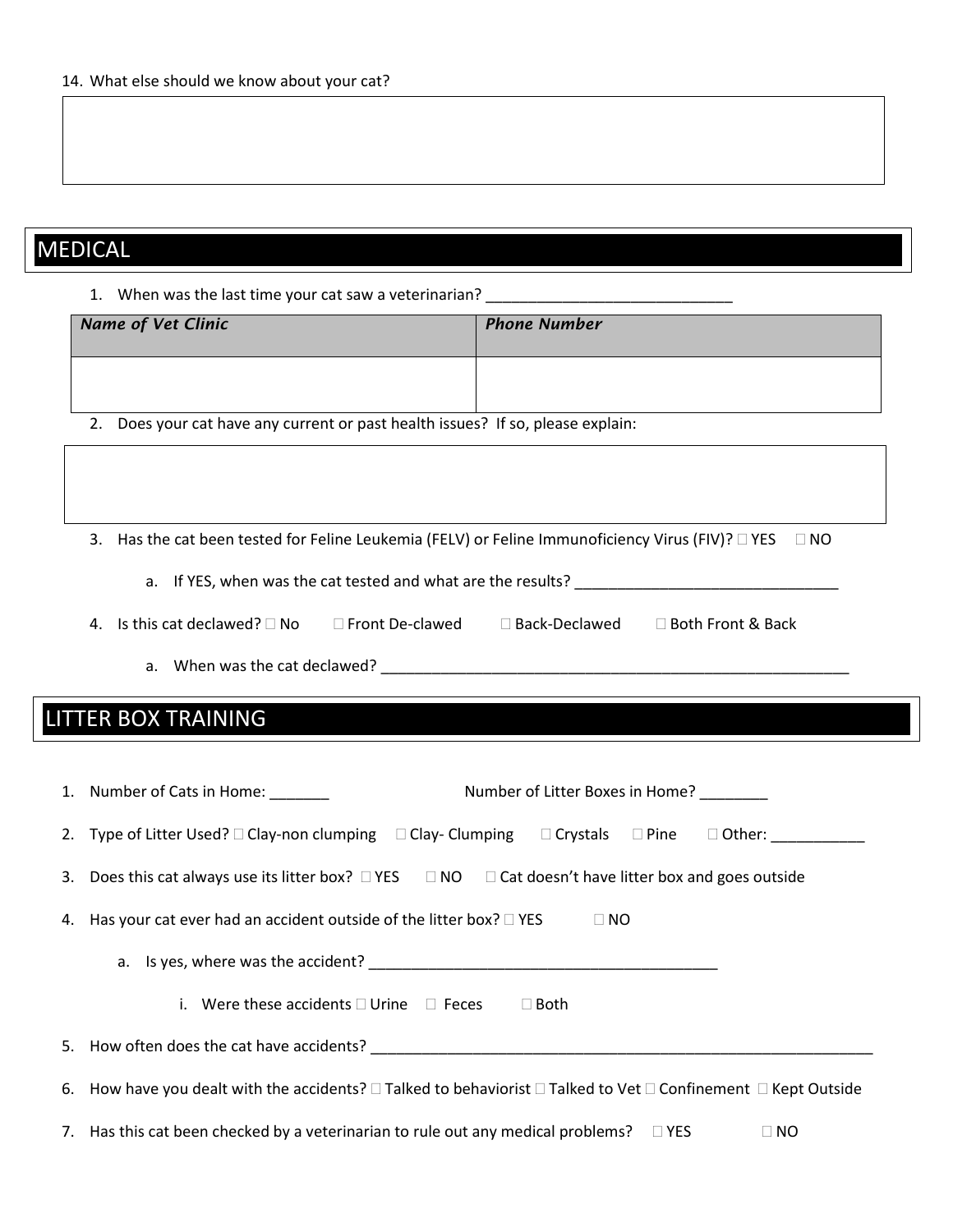14. What else should we know about your cat?

## MEDICAL

1. When was the last time your cat saw a veterinarian? ______________________________

| *Name of Vet Clinic* | *Phone Number* |
| --- | --- |
| | |

2. Does your cat have any current or past health issues? If so, please explain:

3. Has the cat been tested for Feline Leukemia (FELV) or Feline Immunoficiency Virus (FIV)? ☐ YES ☐ NO
   a. If YES, when was the cat tested and what are the results? ________________________________
4. Is this cat declawed? ☐ No ☐ Front De-clawed ☐ Back-Declawed ☐ Both Front & Back
   a. When was the cat declawed? __________________________________________________________

## LITTER BOX TRAINING

1. Number of Cats in Home: _______ Number of Litter Boxes in Home? ________
2. Type of Litter Used? ☐ Clay-non clumping ☐ Clay- Clumping ☐ Crystals ☐ Pine ☐ Other: ___________
3. Does this cat always use its litter box? ☐ YES ☐ NO ☐ Cat doesn't have litter box and goes outside
4. Has your cat ever had an accident outside of the litter box? ☐ YES ☐ NO
   a. Is yes, where was the accident? __________________________________________
      i. Were these accidents ☐ Urine ☐ Feces ☐ Both
5. How often does the cat have accidents? _______________________________________________________________
6. How have you dealt with the accidents? ☐ Talked to behaviorist ☐ Talked to Vet ☐ Confinement ☐ Kept Outside
7. Has this cat been checked by a veterinarian to rule out any medical problems? ☐ YES ☐ NO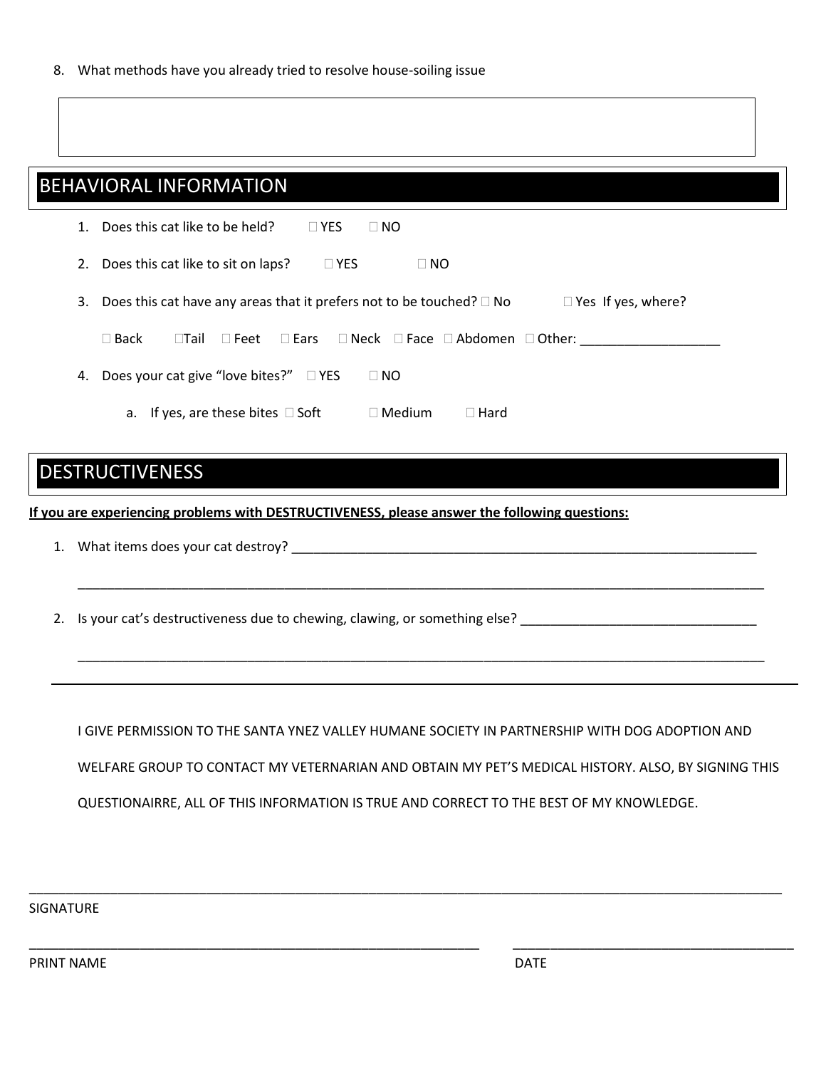8. What methods have you already tried to resolve house-soiling issue

## BEHAVIORAL INFORMATION

1. Does this cat like to be held? ☐ YES ☐ NO
2. Does this cat like to sit on laps? ☐ YES ☐ NO
3. Does this cat have any areas that it prefers not to be touched? ☐ No ☐ Yes If yes, where?

   ☐ Back ☐ Tail ☐ Feet ☐ Ears ☐ Neck ☐ Face ☐ Abdomen ☐ Other: ___________________

4. Does your cat give "love bites?" ☐ YES ☐ NO
   a. If yes, are these bites ☐ Soft ☐ Medium ☐ Hard

## DESTRUCTIVENESS

**If you are experiencing problems with DESTRUCTIVENESS, please answer the following questions:**

1. What items does your cat destroy? ___________________________________________________________________

   ______________________________________________________________________________________________

2. Is your cat's destructiveness due to chewing, clawing, or something else? ________________________________

   ______________________________________________________________________________________________

I GIVE PERMISSION TO THE SANTA YNEZ VALLEY HUMANE SOCIETY IN PARTNERSHIP WITH DOG ADOPTION AND WELFARE GROUP TO CONTACT MY VETERINARIAN AND OBTAIN MY PET'S MEDICAL HISTORY. ALSO, BY SIGNING THIS QUESTIONAIRRE, ALL OF THIS INFORMATION IS TRUE AND CORRECT TO THE BEST OF MY KNOWLEDGE.

______________________________________________________________________________________________

SIGNATURE

_________________________________________________________ ____________________________________

PRINT NAME DATE